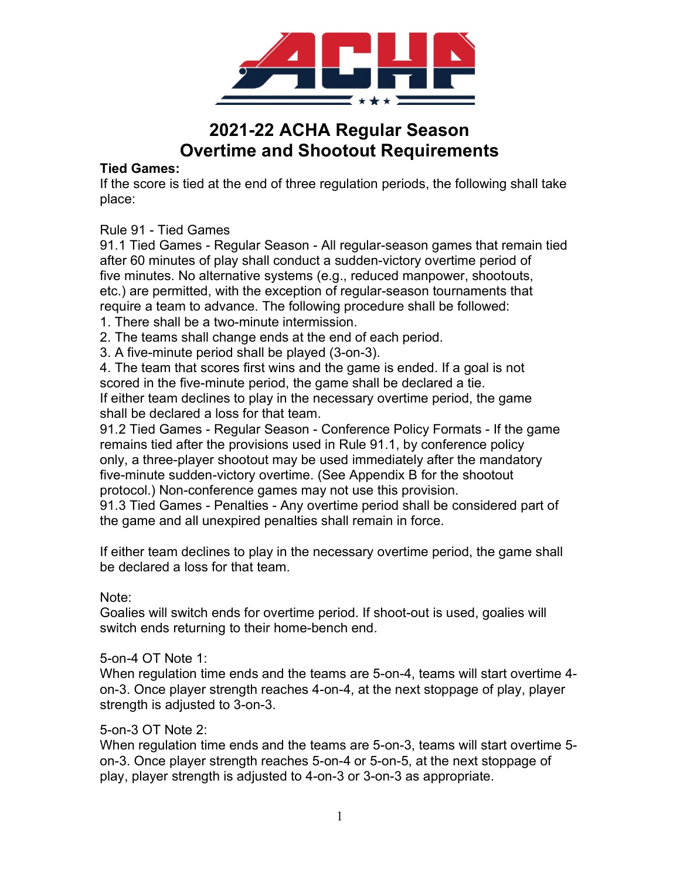# 2021-22 ACHA Regular Season Overtime and Shootout Requirements

**Tied Games:**

If the score is tied at the end of three regulation periods, the following shall take place:

Rule 91 - Tied Games

91.1 Tied Games - Regular Season - All regular-season games that remain tied after 60 minutes of play shall conduct a sudden-victory overtime period of five minutes. No alternative systems (e.g., reduced manpower, shootouts, etc.) are permitted, with the exception of regular-season tournaments that require a team to advance. The following procedure shall be followed:

1. There shall be a two-minute intermission.
2. The teams shall change ends at the end of each period.
3. A five-minute period shall be played (3-on-3).
4. The team that scores first wins and the game is ended. If a goal is not scored in the five-minute period, the game shall be declared a tie.

If either team declines to play in the necessary overtime period, the game shall be declared a loss for that team.

91.2 Tied Games - Regular Season - Conference Policy Formats - If the game remains tied after the provisions used in Rule 91.1, by conference policy only, a three-player shootout may be used immediately after the mandatory five-minute sudden-victory overtime. (See Appendix B for the shootout protocol.) Non-conference games may not use this provision.

91.3 Tied Games - Penalties - Any overtime period shall be considered part of the game and all unexpired penalties shall remain in force.

If either team declines to play in the necessary overtime period, the game shall be declared a loss for that team.

Note:

Goalies will switch ends for overtime period. If shoot-out is used, goalies will switch ends returning to their home-bench end.

5-on-4 OT Note 1:

When regulation time ends and the teams are 5-on-4, teams will start overtime 4-on-3. Once player strength reaches 4-on-4, at the next stoppage of play, player strength is adjusted to 3-on-3.

5-on-3 OT Note 2:

When regulation time ends and the teams are 5-on-3, teams will start overtime 5-on-3. Once player strength reaches 5-on-4 or 5-on-5, at the next stoppage of play, player strength is adjusted to 4-on-3 or 3-on-3 as appropriate.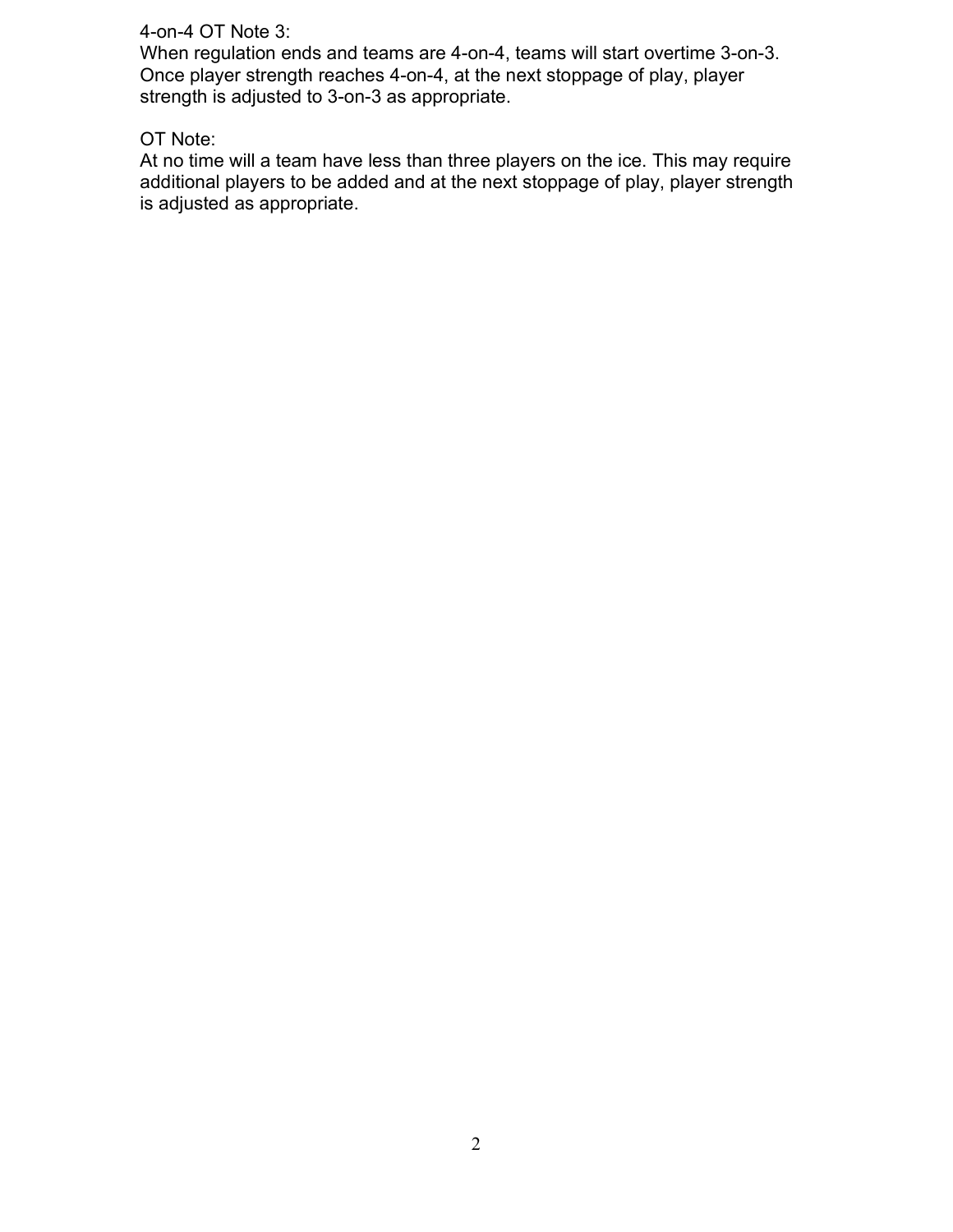4-on-4 OT Note 3:

When regulation ends and teams are 4-on-4, teams will start overtime 3-on-3. Once player strength reaches 4-on-4, at the next stoppage of play, player strength is adjusted to 3-on-3 as appropriate.

OT Note:

At no time will a team have less than three players on the ice. This may require additional players to be added and at the next stoppage of play, player strength is adjusted as appropriate.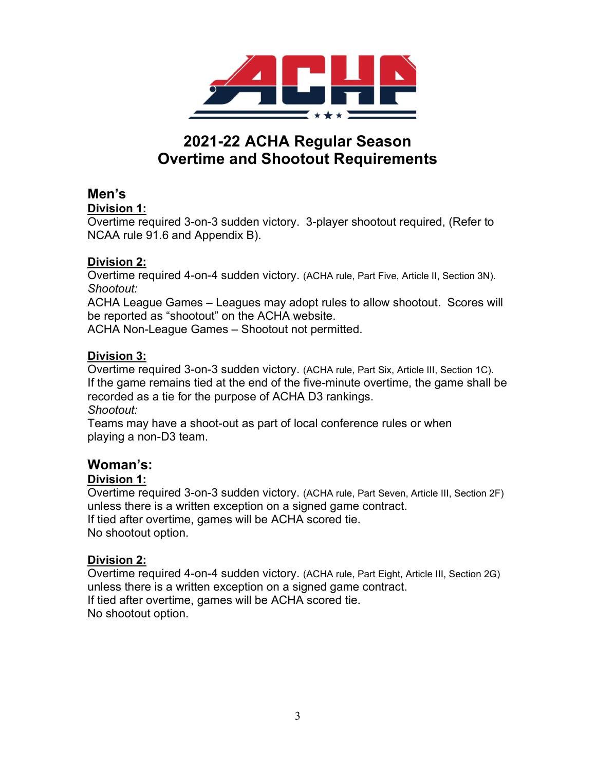# 2021-22 ACHA Regular Season
# Overtime and Shootout Requirements

## Men's

**Division 1:**

Overtime required 3-on-3 sudden victory. 3-player shootout required, (Refer to NCAA rule 91.6 and Appendix B).

**Division 2:**

Overtime required 4-on-4 sudden victory. (ACHA rule, Part Five, Article II, Section 3N).

*Shootout:*

ACHA League Games – Leagues may adopt rules to allow shootout. Scores will be reported as "shootout" on the ACHA website.

ACHA Non-League Games – Shootout not permitted.

**Division 3:**

Overtime required 3-on-3 sudden victory. (ACHA rule, Part Six, Article III, Section 1C).

If the game remains tied at the end of the five-minute overtime, the game shall be recorded as a tie for the purpose of ACHA D3 rankings.

*Shootout:*

Teams may have a shoot-out as part of local conference rules or when playing a non-D3 team.

## Woman's:

**Division 1:**

Overtime required 3-on-3 sudden victory. (ACHA rule, Part Seven, Article III, Section 2F) unless there is a written exception on a signed game contract.

If tied after overtime, games will be ACHA scored tie.

No shootout option.

**Division 2:**

Overtime required 4-on-4 sudden victory. (ACHA rule, Part Eight, Article III, Section 2G) unless there is a written exception on a signed game contract.

If tied after overtime, games will be ACHA scored tie.

No shootout option.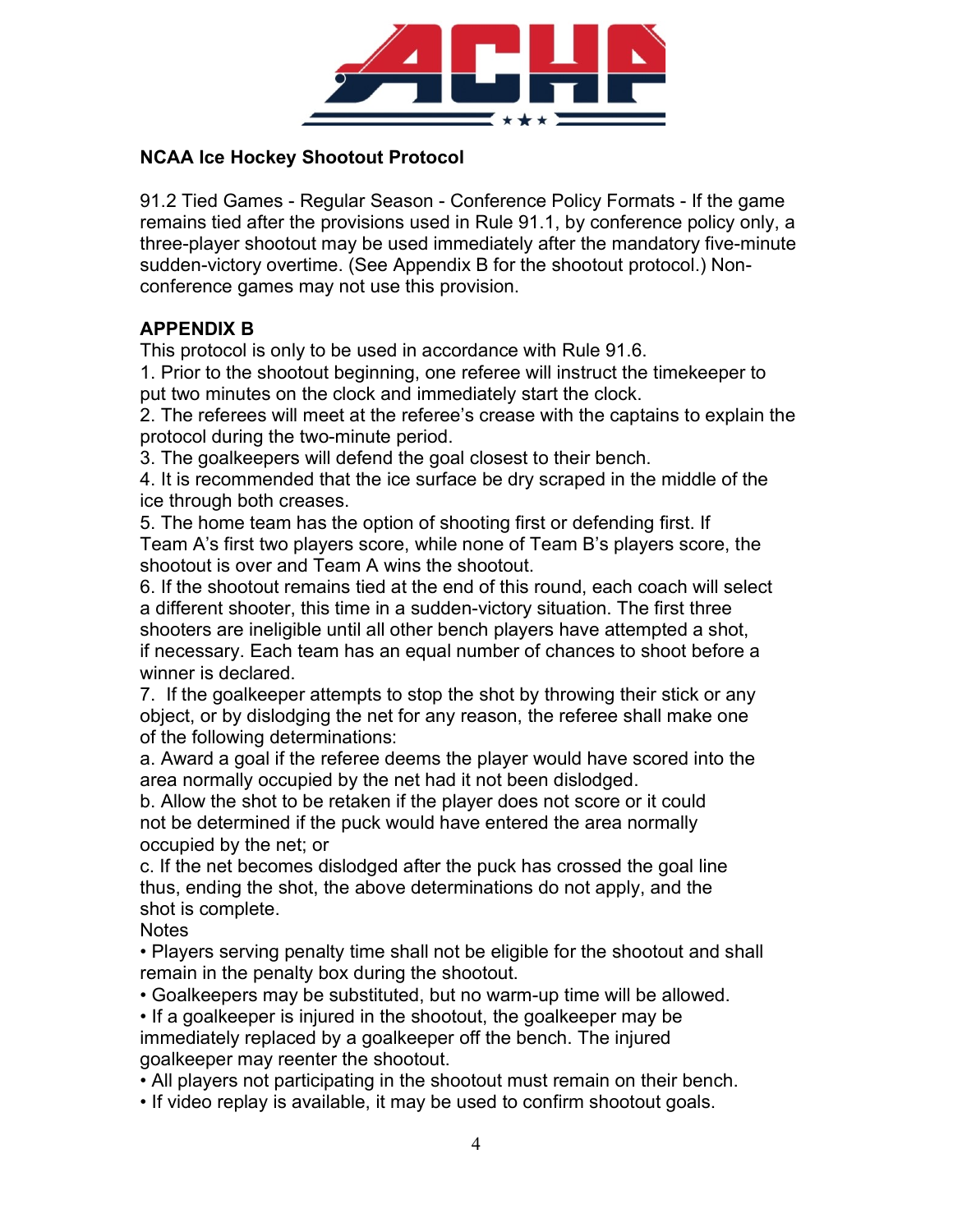**NCAA Ice Hockey Shootout Protocol**

91.2 Tied Games - Regular Season - Conference Policy Formats - If the game remains tied after the provisions used in Rule 91.1, by conference policy only, a three-player shootout may be used immediately after the mandatory five-minute sudden-victory overtime. (See Appendix B for the shootout protocol.) Non-conference games may not use this provision.

**APPENDIX B**

This protocol is only to be used in accordance with Rule 91.6.

1. Prior to the shootout beginning, one referee will instruct the timekeeper to put two minutes on the clock and immediately start the clock.
2. The referees will meet at the referee's crease with the captains to explain the protocol during the two-minute period.
3. The goalkeepers will defend the goal closest to their bench.
4. It is recommended that the ice surface be dry scraped in the middle of the ice through both creases.
5. The home team has the option of shooting first or defending first. If Team A's first two players score, while none of Team B's players score, the shootout is over and Team A wins the shootout.
6. If the shootout remains tied at the end of this round, each coach will select a different shooter, this time in a sudden-victory situation. The first three shooters are ineligible until all other bench players have attempted a shot, if necessary. Each team has an equal number of chances to shoot before a winner is declared.
7. If the goalkeeper attempts to stop the shot by throwing their stick or any object, or by dislodging the net for any reason, the referee shall make one of the following determinations:

a. Award a goal if the referee deems the player would have scored into the area normally occupied by the net had it not been dislodged.

b. Allow the shot to be retaken if the player does not score or it could not be determined if the puck would have entered the area normally occupied by the net; or

c. If the net becomes dislodged after the puck has crossed the goal line thus, ending the shot, the above determinations do not apply, and the shot is complete.

Notes

- Players serving penalty time shall not be eligible for the shootout and shall remain in the penalty box during the shootout.
- Goalkeepers may be substituted, but no warm-up time will be allowed.
- If a goalkeeper is injured in the shootout, the goalkeeper may be immediately replaced by a goalkeeper off the bench. The injured goalkeeper may reenter the shootout.
- All players not participating in the shootout must remain on their bench.
- If video replay is available, it may be used to confirm shootout goals.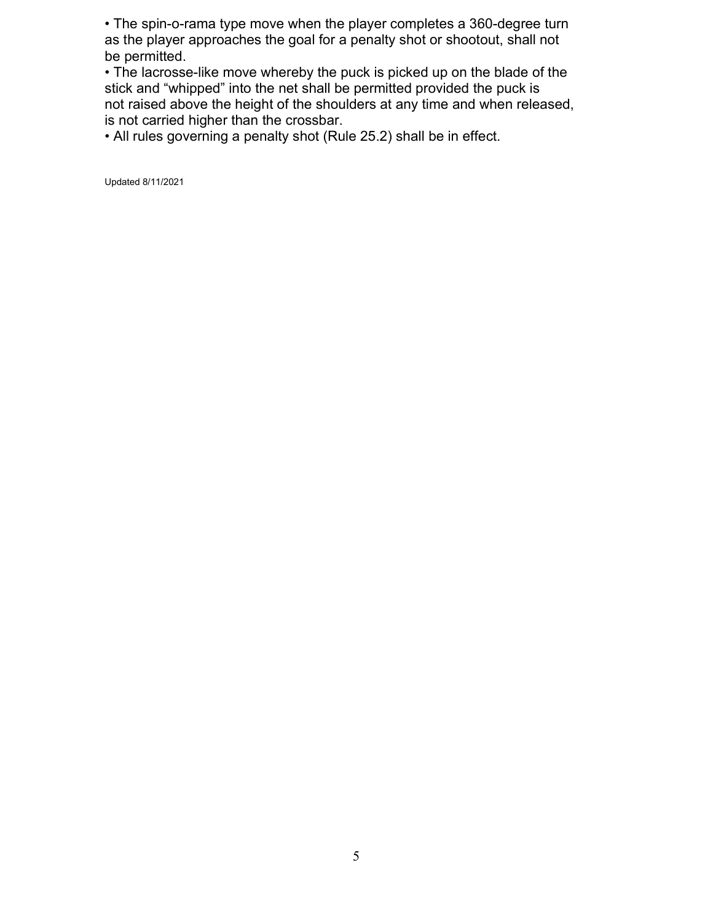- The spin-o-rama type move when the player completes a 360-degree turn as the player approaches the goal for a penalty shot or shootout, shall not be permitted.
- The lacrosse-like move whereby the puck is picked up on the blade of the stick and “whipped” into the net shall be permitted provided the puck is not raised above the height of the shoulders at any time and when released, is not carried higher than the crossbar.
- All rules governing a penalty shot (Rule 25.2) shall be in effect.

Updated 8/11/2021